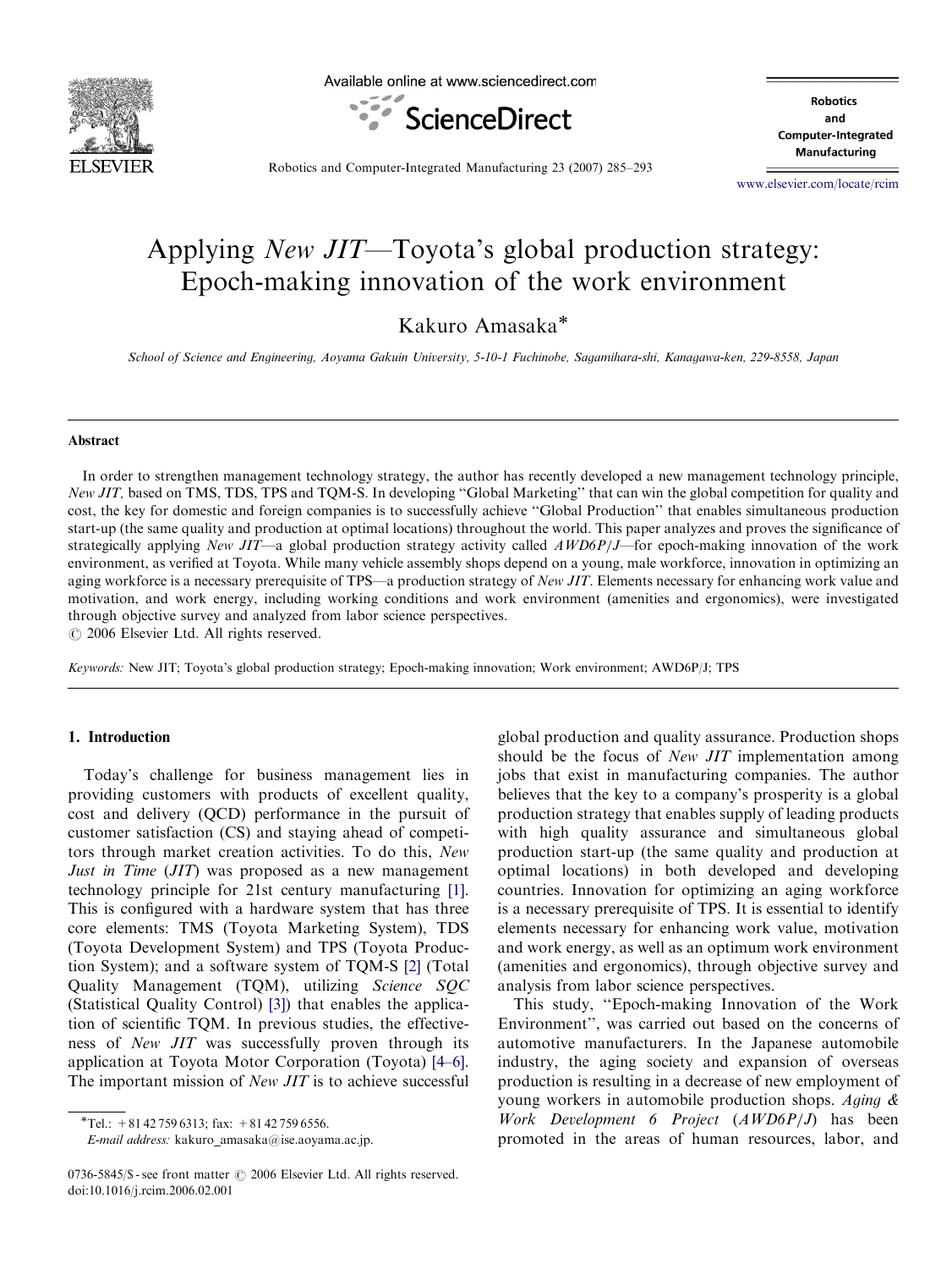# Applying *New JIT*—Toyota's global production strategy: Epoch-making innovation of the work environment

Kakuro Amasaka*

*School of Science and Engineering, Aoyama Gakuin University, 5-10-1 Fuchinobe, Sagamihara-shi, Kanagawa-ken, 229-8558, Japan*

## Abstract

In order to strengthen management technology strategy, the author has recently developed a new management technology principle, *New JIT,* based on TMS, TDS, TPS and TQM-S. In developing "Global Marketing" that can win the global competition for quality and cost, the key for domestic and foreign companies is to successfully achieve "Global Production" that enables simultaneous production start-up (the same quality and production at optimal locations) throughout the world. This paper analyzes and proves the significance of strategically applying *New JIT*—a global production strategy activity called *AWD6P/J*—for epoch-making innovation of the work environment, as verified at Toyota. While many vehicle assembly shops depend on a young, male workforce, innovation in optimizing an aging workforce is a necessary prerequisite of TPS—a production strategy of *New JIT*. Elements necessary for enhancing work value and motivation, and work energy, including working conditions and work environment (amenities and ergonomics), were investigated through objective survey and analyzed from labor science perspectives.

© 2006 Elsevier Ltd. All rights reserved.

*Keywords:* New JIT; Toyota's global production strategy; Epoch-making innovation; Work environment; AWD6P/J; TPS

## 1. Introduction

Today's challenge for business management lies in providing customers with products of excellent quality, cost and delivery (QCD) performance in the pursuit of customer satisfaction (CS) and staying ahead of competitors through market creation activities. To do this, *New Just in Time* (*JIT*) was proposed as a new management technology principle for 21st century manufacturing [1]. This is configured with a hardware system that has three core elements: TMS (Toyota Marketing System), TDS (Toyota Development System) and TPS (Toyota Production System); and a software system of TQM-S [2] (Total Quality Management (TQM), utilizing *Science SQC* (Statistical Quality Control) [3]) that enables the application of scientific TQM. In previous studies, the effectiveness of *New JIT* was successfully proven through its application at Toyota Motor Corporation (Toyota) [4–6]. The important mission of *New JIT* is to achieve successful global production and quality assurance. Production shops should be the focus of *New JIT* implementation among jobs that exist in manufacturing companies. The author believes that the key to a company's prosperity is a global production strategy that enables supply of leading products with high quality assurance and simultaneous global production start-up (the same quality and production at optimal locations) in both developed and developing countries. Innovation for optimizing an aging workforce is a necessary prerequisite of TPS. It is essential to identify elements necessary for enhancing work value, motivation and work energy, as well as an optimum work environment (amenities and ergonomics), through objective survey and analysis from labor science perspectives.

This study, "Epoch-making Innovation of the Work Environment", was carried out based on the concerns of automotive manufacturers. In the Japanese automobile industry, the aging society and expansion of overseas production is resulting in a decrease of new employment of young workers in automobile production shops. *Aging & Work Development 6 Project* (*AWD6P/J*) has been promoted in the areas of human resources, labor, and

*Tel.: +81 42 759 6313; fax: +81 42 759 6556.
*E-mail address:* kakuro_amasaka@ise.aoyama.ac.jp.

0736-5845/$ - see front matter © 2006 Elsevier Ltd. All rights reserved.
doi:10.1016/j.rcim.2006.02.001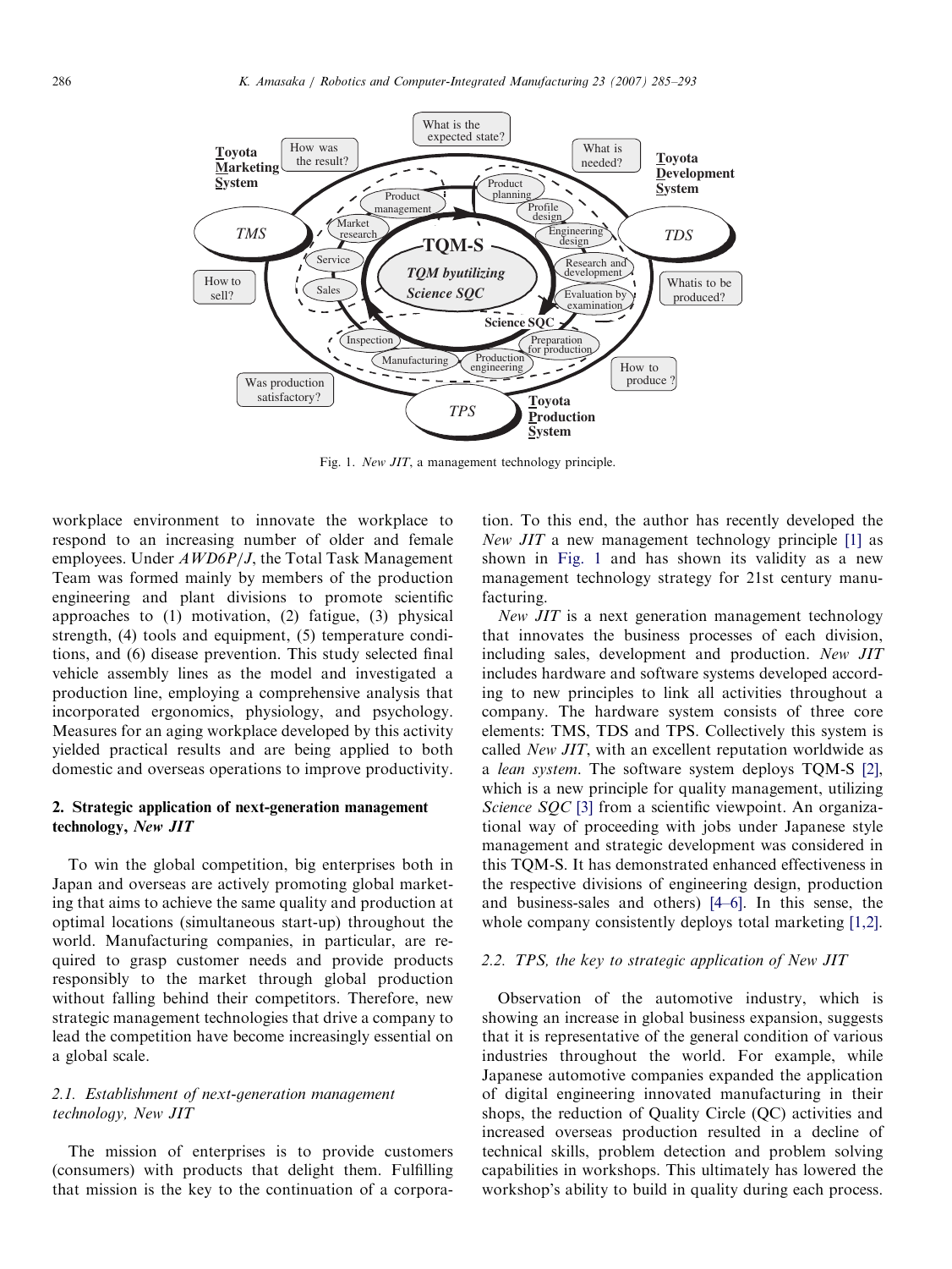Fig. 1. *New JIT*, a management technology principle.

workplace environment to innovate the workplace to respond to an increasing number of older and female employees. Under *AWD6P/J*, the Total Task Management Team was formed mainly by members of the production engineering and plant divisions to promote scientific approaches to (1) motivation, (2) fatigue, (3) physical strength, (4) tools and equipment, (5) temperature conditions, and (6) disease prevention. This study selected final vehicle assembly lines as the model and investigated a production line, employing a comprehensive analysis that incorporated ergonomics, physiology, and psychology. Measures for an aging workplace developed by this activity yielded practical results and are being applied to both domestic and overseas operations to improve productivity.

## 2. Strategic application of next-generation management technology, *New JIT*

To win the global competition, big enterprises both in Japan and overseas are actively promoting global marketing that aims to achieve the same quality and production at optimal locations (simultaneous start-up) throughout the world. Manufacturing companies, in particular, are required to grasp customer needs and provide products responsibly to the market through global production without falling behind their competitors. Therefore, new strategic management technologies that drive a company to lead the competition have become increasingly essential on a global scale.

### 2.1. Establishment of next-generation management technology, New JIT

The mission of enterprises is to provide customers (consumers) with products that delight them. Fulfilling that mission is the key to the continuation of a corporation. To this end, the author has recently developed the *New JIT* a new management technology principle [1] as shown in Fig. 1 and has shown its validity as a new management technology strategy for 21st century manufacturing.

*New JIT* is a next generation management technology that innovates the business processes of each division, including sales, development and production. *New JIT* includes hardware and software systems developed according to new principles to link all activities throughout a company. The hardware system consists of three core elements: TMS, TDS and TPS. Collectively this system is called *New JIT*, with an excellent reputation worldwide as a *lean system*. The software system deploys TQM-S [2], which is a new principle for quality management, utilizing *Science SQC* [3] from a scientific viewpoint. An organizational way of proceeding with jobs under Japanese style management and strategic development was considered in this TQM-S. It has demonstrated enhanced effectiveness in the respective divisions of engineering design, production and business-sales and others) [4–6]. In this sense, the whole company consistently deploys total marketing [1,2].

### 2.2. TPS, the key to strategic application of New JIT

Observation of the automotive industry, which is showing an increase in global business expansion, suggests that it is representative of the general condition of various industries throughout the world. For example, while Japanese automotive companies expanded the application of digital engineering innovated manufacturing in their shops, the reduction of Quality Circle (QC) activities and increased overseas production resulted in a decline of technical skills, problem detection and problem solving capabilities in workshops. This ultimately has lowered the workshop's ability to build in quality during each process.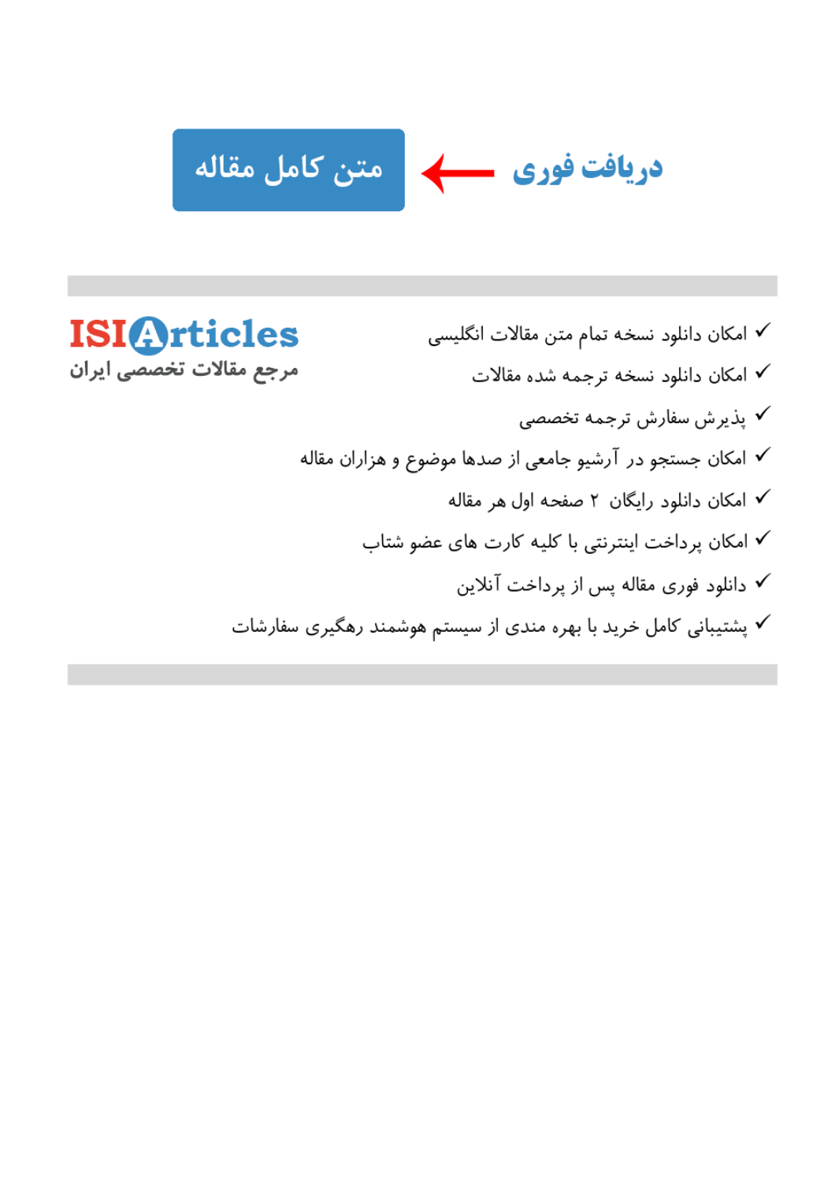دریافت فوری ← **متن کامل مقاله**

**ISIArticles**
مرجع مقالات تخصصی ایران

- ✓ امکان دانلود نسخه تمام متن مقالات انگلیسی
- ✓ امکان دانلود نسخه ترجمه شده مقالات
- ✓ پذیرش سفارش ترجمه تخصصی
- ✓ امکان جستجو در آرشیو جامعی از صدها موضوع و هزاران مقاله
- ✓ امکان دانلود رایگان ۲ صفحه اول هر مقاله
- ✓ امکان پرداخت اینترنتی با کلیه کارت های عضو شتاب
- ✓ دانلود فوری مقاله پس از پرداخت آنلاین
- ✓ پشتیبانی کامل خرید با بهره مندی از سیستم هوشمند رهگیری سفارشات